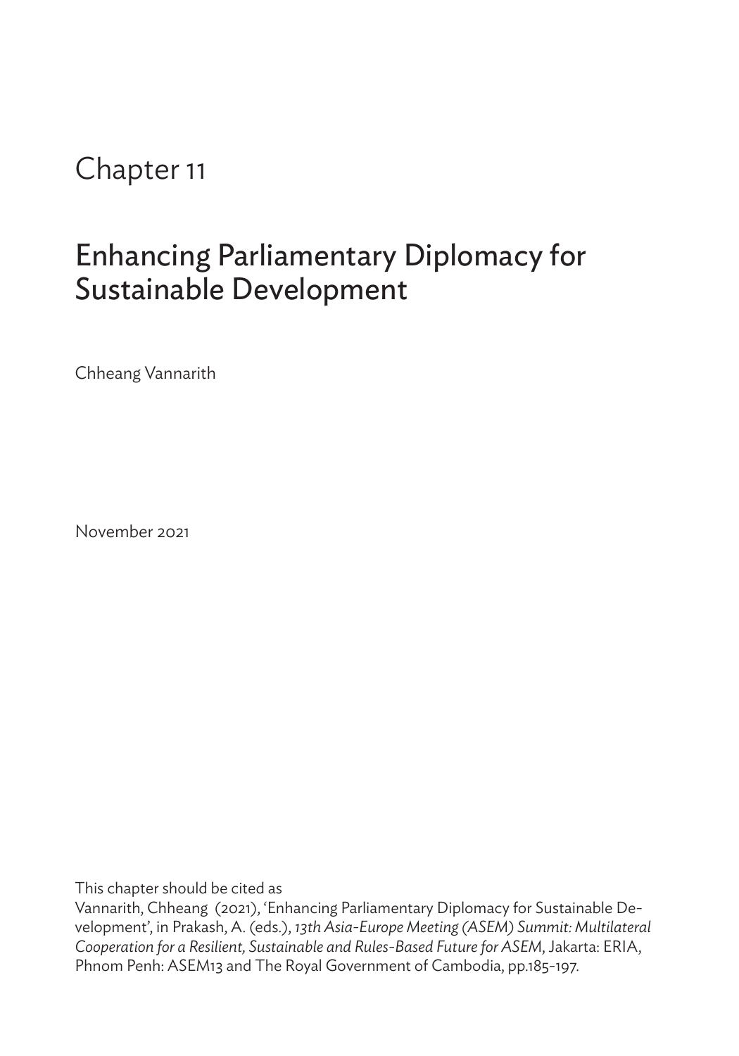# Chapter 11

## Enhancing Parliamentary Diplomacy for Sustainable Development

Chheang Vannarith

November 2021

This chapter should be cited as

Vannarith, Chheang (2021), 'Enhancing Parliamentary Diplomacy for Sustainable Development', in Prakash, A. (eds.), *13th Asia-Europe Meeting (ASEM) Summit: Multilateral Cooperation for a Resilient, Sustainable and Rules-Based Future for ASEM*, Jakarta: ERIA, Phnom Penh: ASEM13 and The Royal Government of Cambodia, pp.185-197.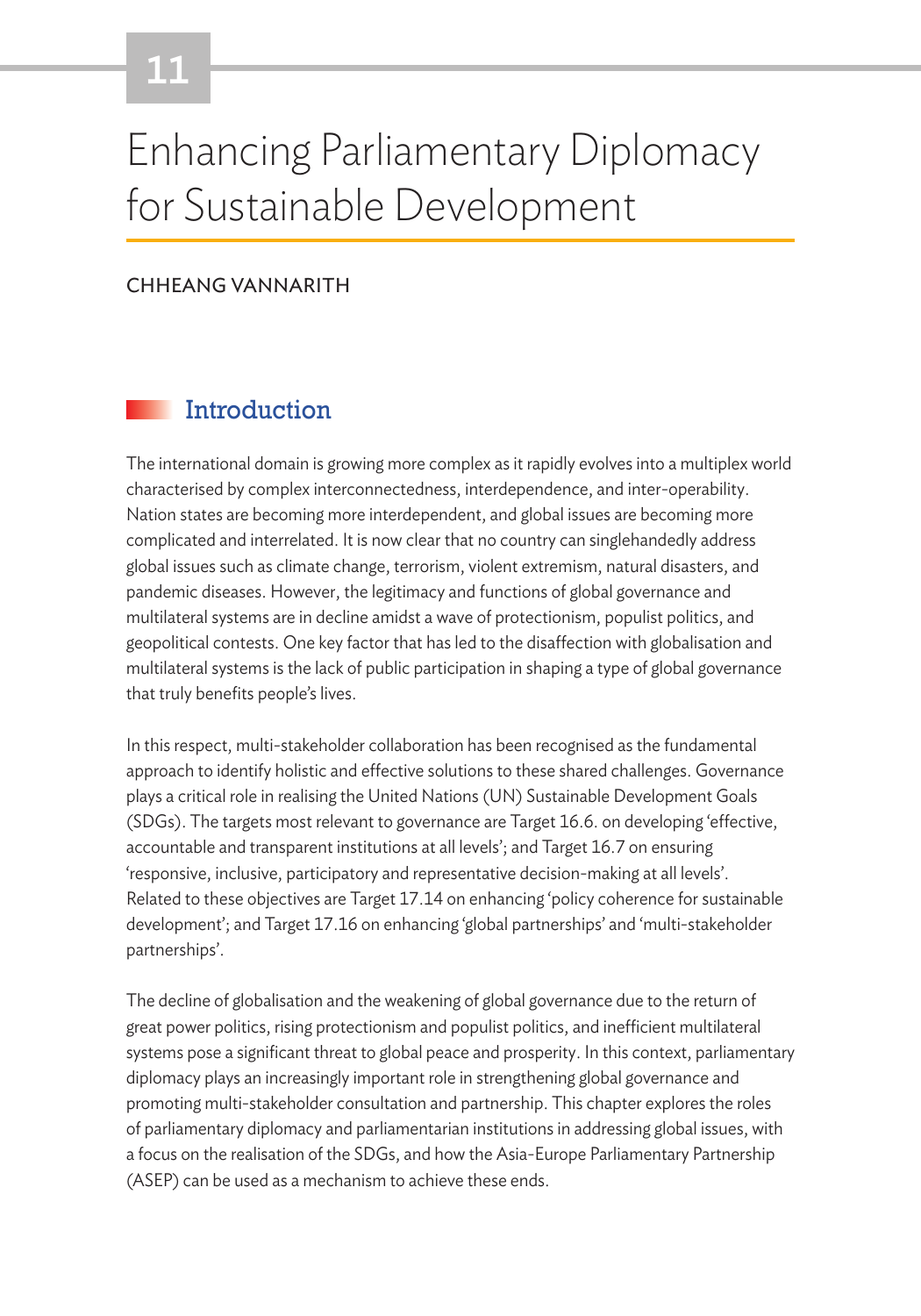# 11

# Enhancing Parliamentary Diplomacy for Sustainable Development

CHHEANG VANNARITH

## Introduction

The international domain is growing more complex as it rapidly evolves into a multiplex world characterised by complex interconnectedness, interdependence, and inter-operability. Nation states are becoming more interdependent, and global issues are becoming more complicated and interrelated. It is now clear that no country can singlehandedly address global issues such as climate change, terrorism, violent extremism, natural disasters, and pandemic diseases. However, the legitimacy and functions of global governance and multilateral systems are in decline amidst a wave of protectionism, populist politics, and geopolitical contests. One key factor that has led to the disaffection with globalisation and multilateral systems is the lack of public participation in shaping a type of global governance that truly benefits people's lives.

In this respect, multi-stakeholder collaboration has been recognised as the fundamental approach to identify holistic and effective solutions to these shared challenges. Governance plays a critical role in realising the United Nations (UN) Sustainable Development Goals (SDGs). The targets most relevant to governance are Target 16.6. on developing 'effective, accountable and transparent institutions at all levels'; and Target 16.7 on ensuring 'responsive, inclusive, participatory and representative decision-making at all levels'. Related to these objectives are Target 17.14 on enhancing 'policy coherence for sustainable development'; and Target 17.16 on enhancing 'global partnerships' and 'multi-stakeholder partnerships'.

The decline of globalisation and the weakening of global governance due to the return of great power politics, rising protectionism and populist politics, and inefficient multilateral systems pose a significant threat to global peace and prosperity. In this context, parliamentary diplomacy plays an increasingly important role in strengthening global governance and promoting multi-stakeholder consultation and partnership. This chapter explores the roles of parliamentary diplomacy and parliamentarian institutions in addressing global issues, with a focus on the realisation of the SDGs, and how the Asia-Europe Parliamentary Partnership (ASEP) can be used as a mechanism to achieve these ends.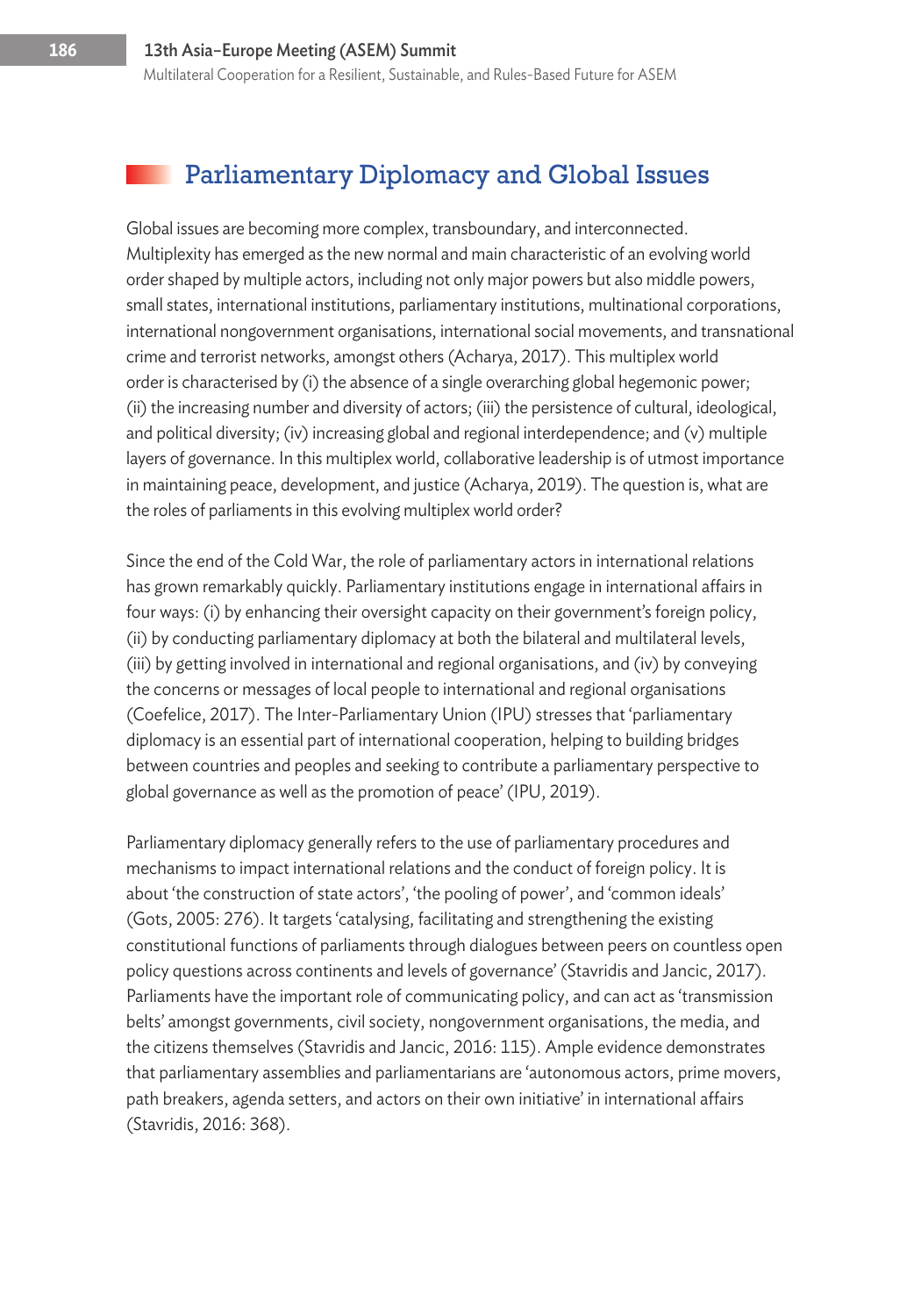## Parliamentary Diplomacy and Global Issues

Global issues are becoming more complex, transboundary, and interconnected. Multiplexity has emerged as the new normal and main characteristic of an evolving world order shaped by multiple actors, including not only major powers but also middle powers, small states, international institutions, parliamentary institutions, multinational corporations, international nongovernment organisations, international social movements, and transnational crime and terrorist networks, amongst others (Acharya, 2017). This multiplex world order is characterised by (i) the absence of a single overarching global hegemonic power; (ii) the increasing number and diversity of actors; (iii) the persistence of cultural, ideological, and political diversity; (iv) increasing global and regional interdependence; and (v) multiple layers of governance. In this multiplex world, collaborative leadership is of utmost importance in maintaining peace, development, and justice (Acharya, 2019). The question is, what are the roles of parliaments in this evolving multiplex world order?

Since the end of the Cold War, the role of parliamentary actors in international relations has grown remarkably quickly. Parliamentary institutions engage in international affairs in four ways: (i) by enhancing their oversight capacity on their government's foreign policy, (ii) by conducting parliamentary diplomacy at both the bilateral and multilateral levels, (iii) by getting involved in international and regional organisations, and (iv) by conveying the concerns or messages of local people to international and regional organisations (Coefelice, 2017). The Inter-Parliamentary Union (IPU) stresses that 'parliamentary diplomacy is an essential part of international cooperation, helping to building bridges between countries and peoples and seeking to contribute a parliamentary perspective to global governance as well as the promotion of peace' (IPU, 2019).

Parliamentary diplomacy generally refers to the use of parliamentary procedures and mechanisms to impact international relations and the conduct of foreign policy. It is about 'the construction of state actors', 'the pooling of power', and 'common ideals' (Gots, 2005: 276). It targets 'catalysing, facilitating and strengthening the existing constitutional functions of parliaments through dialogues between peers on countless open policy questions across continents and levels of governance' (Stavridis and Jancic, 2017). Parliaments have the important role of communicating policy, and can act as 'transmission belts' amongst governments, civil society, nongovernment organisations, the media, and the citizens themselves (Stavridis and Jancic, 2016: 115). Ample evidence demonstrates that parliamentary assemblies and parliamentarians are 'autonomous actors, prime movers, path breakers, agenda setters, and actors on their own initiative' in international affairs (Stavridis, 2016: 368).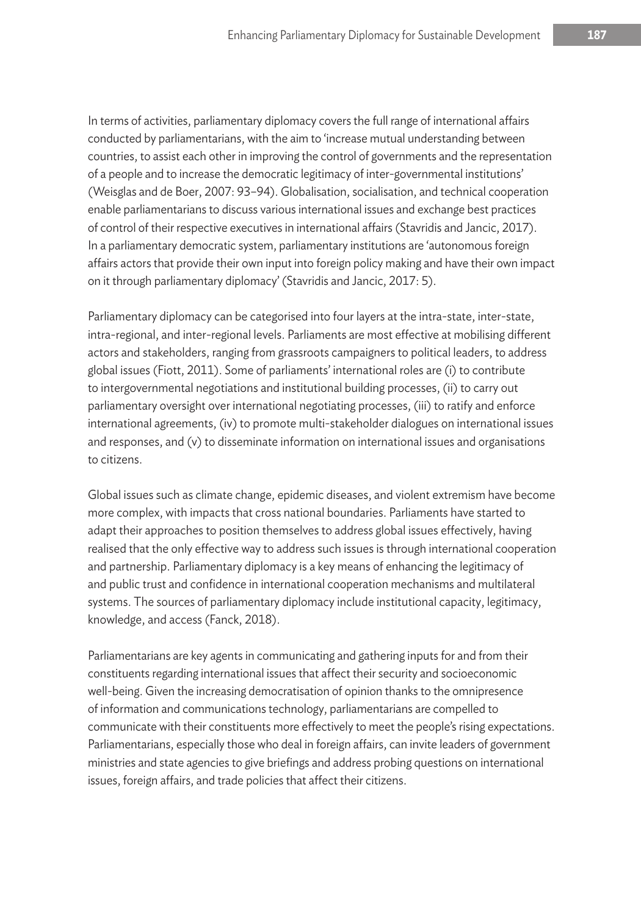In terms of activities, parliamentary diplomacy covers the full range of international affairs conducted by parliamentarians, with the aim to 'increase mutual understanding between countries, to assist each other in improving the control of governments and the representation of a people and to increase the democratic legitimacy of inter-governmental institutions' (Weisglas and de Boer, 2007: 93–94). Globalisation, socialisation, and technical cooperation enable parliamentarians to discuss various international issues and exchange best practices of control of their respective executives in international affairs (Stavridis and Jancic, 2017). In a parliamentary democratic system, parliamentary institutions are 'autonomous foreign affairs actors that provide their own input into foreign policy making and have their own impact on it through parliamentary diplomacy' (Stavridis and Jancic, 2017: 5).

Parliamentary diplomacy can be categorised into four layers at the intra-state, inter-state, intra-regional, and inter-regional levels. Parliaments are most effective at mobilising different actors and stakeholders, ranging from grassroots campaigners to political leaders, to address global issues (Fiott, 2011). Some of parliaments' international roles are (i) to contribute to intergovernmental negotiations and institutional building processes, (ii) to carry out parliamentary oversight over international negotiating processes, (iii) to ratify and enforce international agreements, (iv) to promote multi-stakeholder dialogues on international issues and responses, and (v) to disseminate information on international issues and organisations to citizens.

Global issues such as climate change, epidemic diseases, and violent extremism have become more complex, with impacts that cross national boundaries. Parliaments have started to adapt their approaches to position themselves to address global issues effectively, having realised that the only effective way to address such issues is through international cooperation and partnership. Parliamentary diplomacy is a key means of enhancing the legitimacy of and public trust and confidence in international cooperation mechanisms and multilateral systems. The sources of parliamentary diplomacy include institutional capacity, legitimacy, knowledge, and access (Fanck, 2018).

Parliamentarians are key agents in communicating and gathering inputs for and from their constituents regarding international issues that affect their security and socioeconomic well-being. Given the increasing democratisation of opinion thanks to the omnipresence of information and communications technology, parliamentarians are compelled to communicate with their constituents more effectively to meet the people's rising expectations. Parliamentarians, especially those who deal in foreign affairs, can invite leaders of government ministries and state agencies to give briefings and address probing questions on international issues, foreign affairs, and trade policies that affect their citizens.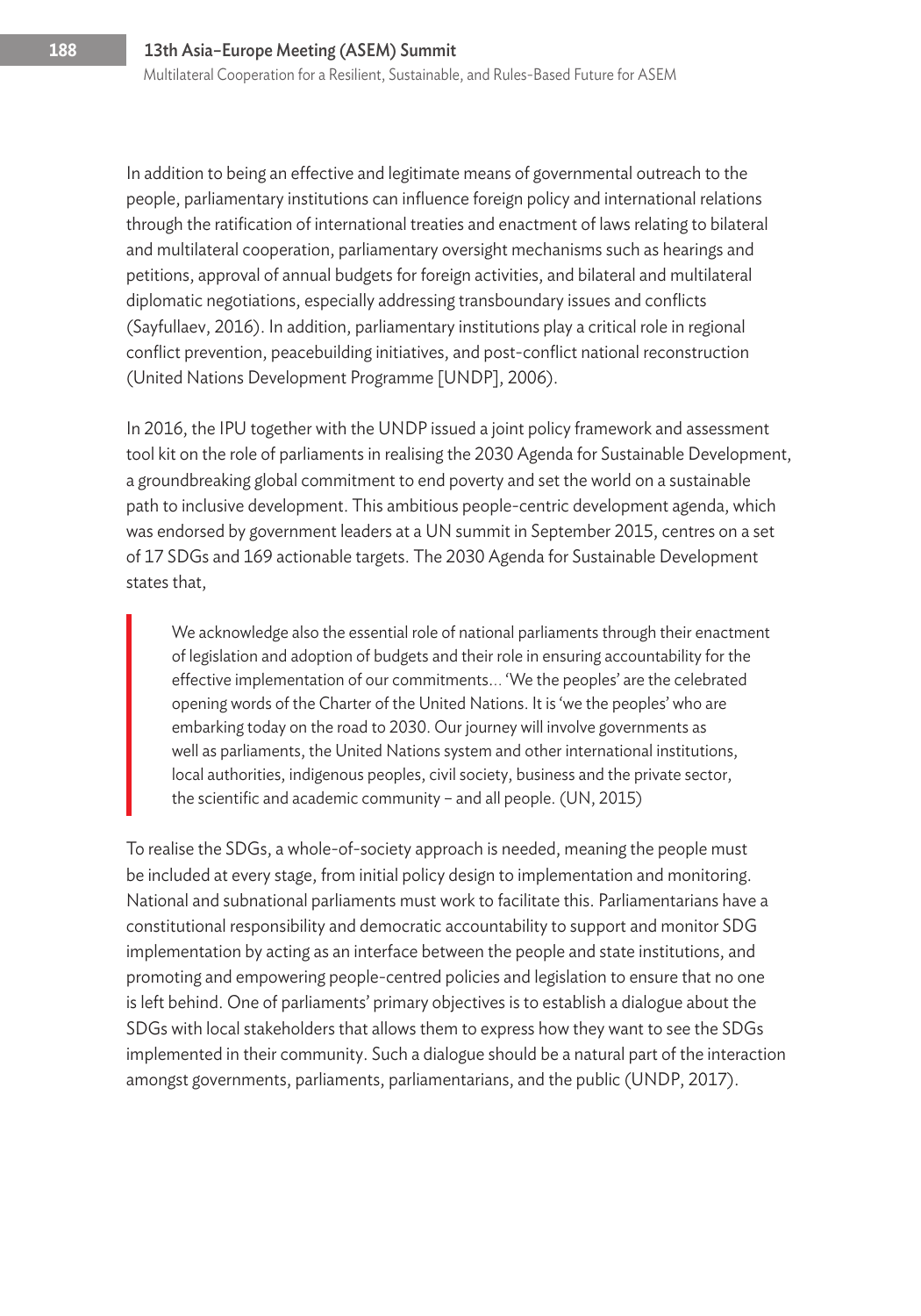In addition to being an effective and legitimate means of governmental outreach to the people, parliamentary institutions can influence foreign policy and international relations through the ratification of international treaties and enactment of laws relating to bilateral and multilateral cooperation, parliamentary oversight mechanisms such as hearings and petitions, approval of annual budgets for foreign activities, and bilateral and multilateral diplomatic negotiations, especially addressing transboundary issues and conflicts (Sayfullaev, 2016). In addition, parliamentary institutions play a critical role in regional conflict prevention, peacebuilding initiatives, and post-conflict national reconstruction (United Nations Development Programme [UNDP], 2006).

In 2016, the IPU together with the UNDP issued a joint policy framework and assessment tool kit on the role of parliaments in realising the 2030 Agenda for Sustainable Development, a groundbreaking global commitment to end poverty and set the world on a sustainable path to inclusive development. This ambitious people-centric development agenda, which was endorsed by government leaders at a UN summit in September 2015, centres on a set of 17 SDGs and 169 actionable targets. The 2030 Agenda for Sustainable Development states that,

> We acknowledge also the essential role of national parliaments through their enactment of legislation and adoption of budgets and their role in ensuring accountability for the effective implementation of our commitments... 'We the peoples' are the celebrated opening words of the Charter of the United Nations. It is 'we the peoples' who are embarking today on the road to 2030. Our journey will involve governments as well as parliaments, the United Nations system and other international institutions, local authorities, indigenous peoples, civil society, business and the private sector, the scientific and academic community – and all people. (UN, 2015)

To realise the SDGs, a whole-of-society approach is needed, meaning the people must be included at every stage, from initial policy design to implementation and monitoring. National and subnational parliaments must work to facilitate this. Parliamentarians have a constitutional responsibility and democratic accountability to support and monitor SDG implementation by acting as an interface between the people and state institutions, and promoting and empowering people-centred policies and legislation to ensure that no one is left behind. One of parliaments' primary objectives is to establish a dialogue about the SDGs with local stakeholders that allows them to express how they want to see the SDGs implemented in their community. Such a dialogue should be a natural part of the interaction amongst governments, parliaments, parliamentarians, and the public (UNDP, 2017).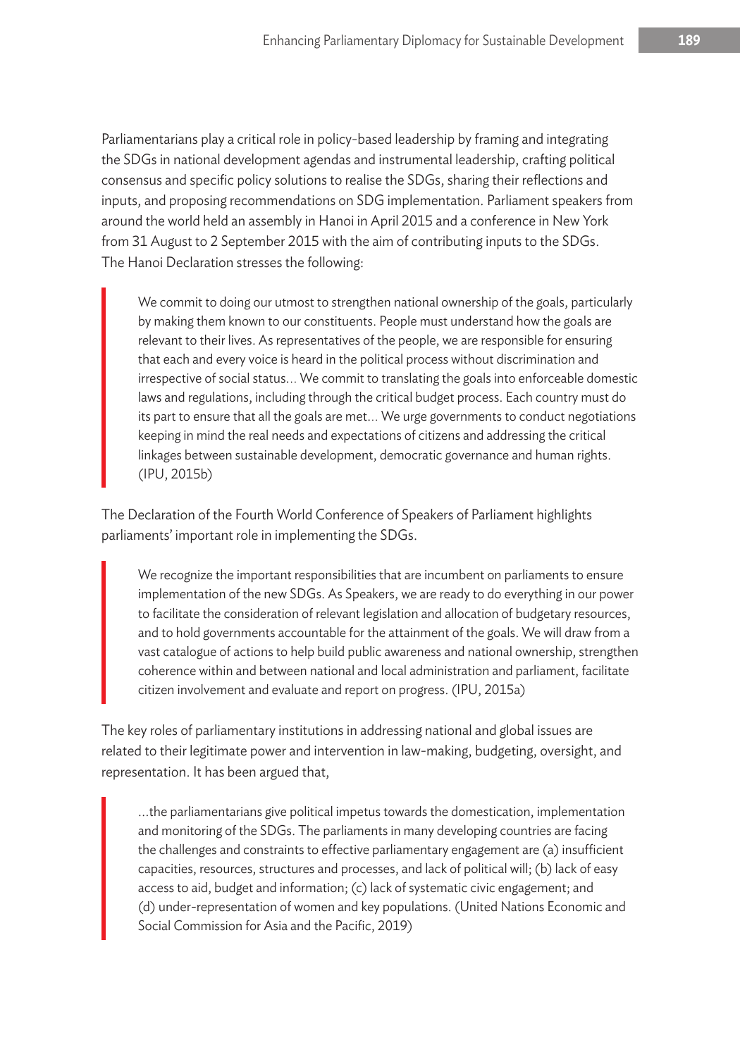Parliamentarians play a critical role in policy-based leadership by framing and integrating the SDGs in national development agendas and instrumental leadership, crafting political consensus and specific policy solutions to realise the SDGs, sharing their reflections and inputs, and proposing recommendations on SDG implementation. Parliament speakers from around the world held an assembly in Hanoi in April 2015 and a conference in New York from 31 August to 2 September 2015 with the aim of contributing inputs to the SDGs. The Hanoi Declaration stresses the following:

> We commit to doing our utmost to strengthen national ownership of the goals, particularly by making them known to our constituents. People must understand how the goals are relevant to their lives. As representatives of the people, we are responsible for ensuring that each and every voice is heard in the political process without discrimination and irrespective of social status... We commit to translating the goals into enforceable domestic laws and regulations, including through the critical budget process. Each country must do its part to ensure that all the goals are met... We urge governments to conduct negotiations keeping in mind the real needs and expectations of citizens and addressing the critical linkages between sustainable development, democratic governance and human rights. (IPU, 2015b)

The Declaration of the Fourth World Conference of Speakers of Parliament highlights parliaments' important role in implementing the SDGs.

> We recognize the important responsibilities that are incumbent on parliaments to ensure implementation of the new SDGs. As Speakers, we are ready to do everything in our power to facilitate the consideration of relevant legislation and allocation of budgetary resources, and to hold governments accountable for the attainment of the goals. We will draw from a vast catalogue of actions to help build public awareness and national ownership, strengthen coherence within and between national and local administration and parliament, facilitate citizen involvement and evaluate and report on progress. (IPU, 2015a)

The key roles of parliamentary institutions in addressing national and global issues are related to their legitimate power and intervention in law-making, budgeting, oversight, and representation. It has been argued that,

> ...the parliamentarians give political impetus towards the domestication, implementation and monitoring of the SDGs. The parliaments in many developing countries are facing the challenges and constraints to effective parliamentary engagement are (a) insufficient capacities, resources, structures and processes, and lack of political will; (b) lack of easy access to aid, budget and information; (c) lack of systematic civic engagement; and (d) under-representation of women and key populations. (United Nations Economic and Social Commission for Asia and the Pacific, 2019)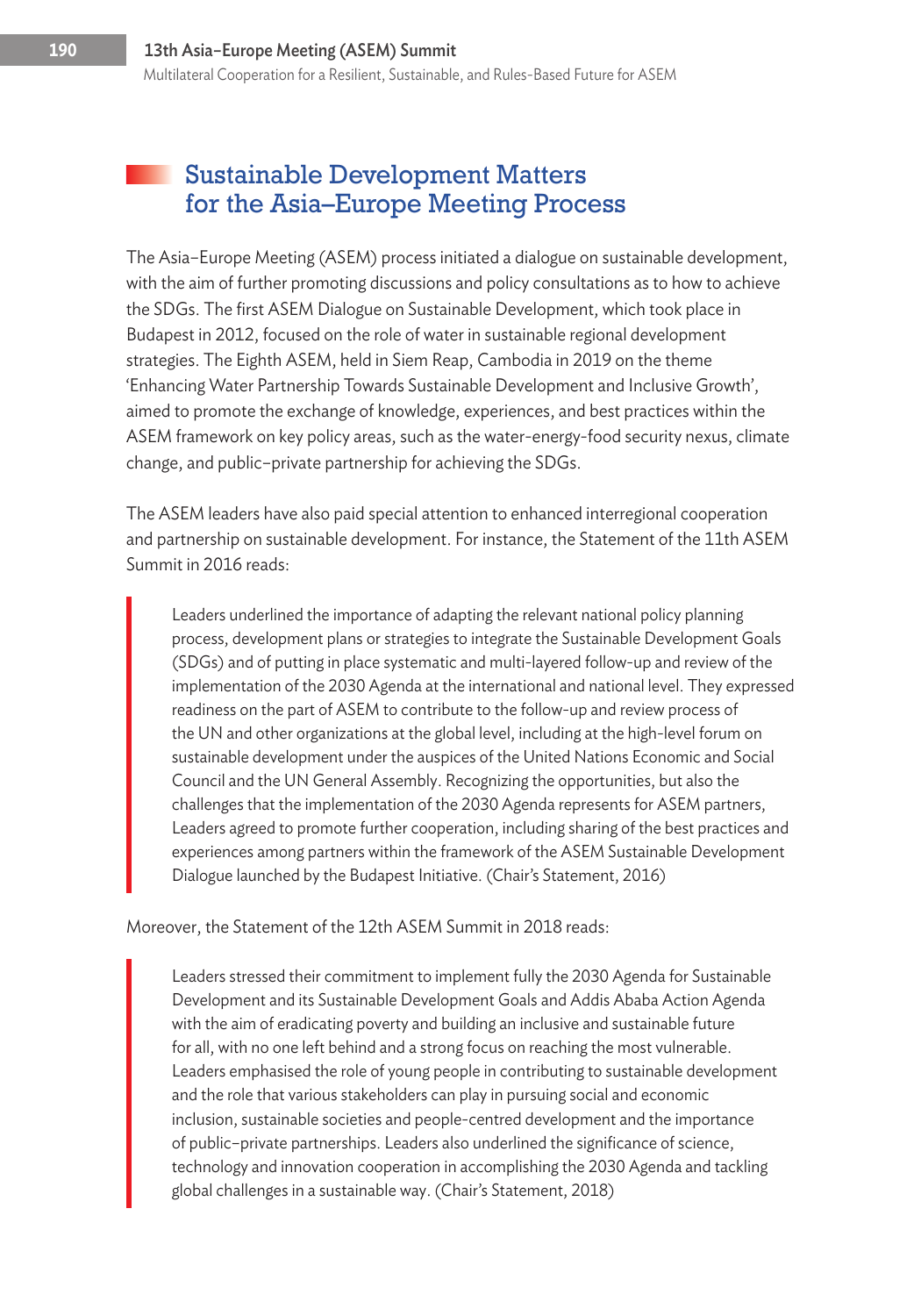## Sustainable Development Matters for the Asia–Europe Meeting Process

The Asia–Europe Meeting (ASEM) process initiated a dialogue on sustainable development, with the aim of further promoting discussions and policy consultations as to how to achieve the SDGs. The first ASEM Dialogue on Sustainable Development, which took place in Budapest in 2012, focused on the role of water in sustainable regional development strategies. The Eighth ASEM, held in Siem Reap, Cambodia in 2019 on the theme 'Enhancing Water Partnership Towards Sustainable Development and Inclusive Growth', aimed to promote the exchange of knowledge, experiences, and best practices within the ASEM framework on key policy areas, such as the water-energy-food security nexus, climate change, and public–private partnership for achieving the SDGs.

The ASEM leaders have also paid special attention to enhanced interregional cooperation and partnership on sustainable development. For instance, the Statement of the 11th ASEM Summit in 2016 reads:

> Leaders underlined the importance of adapting the relevant national policy planning process, development plans or strategies to integrate the Sustainable Development Goals (SDGs) and of putting in place systematic and multi-layered follow-up and review of the implementation of the 2030 Agenda at the international and national level. They expressed readiness on the part of ASEM to contribute to the follow-up and review process of the UN and other organizations at the global level, including at the high-level forum on sustainable development under the auspices of the United Nations Economic and Social Council and the UN General Assembly. Recognizing the opportunities, but also the challenges that the implementation of the 2030 Agenda represents for ASEM partners, Leaders agreed to promote further cooperation, including sharing of the best practices and experiences among partners within the framework of the ASEM Sustainable Development Dialogue launched by the Budapest Initiative. (Chair's Statement, 2016)

Moreover, the Statement of the 12th ASEM Summit in 2018 reads:

> Leaders stressed their commitment to implement fully the 2030 Agenda for Sustainable Development and its Sustainable Development Goals and Addis Ababa Action Agenda with the aim of eradicating poverty and building an inclusive and sustainable future for all, with no one left behind and a strong focus on reaching the most vulnerable. Leaders emphasised the role of young people in contributing to sustainable development and the role that various stakeholders can play in pursuing social and economic inclusion, sustainable societies and people-centred development and the importance of public–private partnerships. Leaders also underlined the significance of science, technology and innovation cooperation in accomplishing the 2030 Agenda and tackling global challenges in a sustainable way. (Chair's Statement, 2018)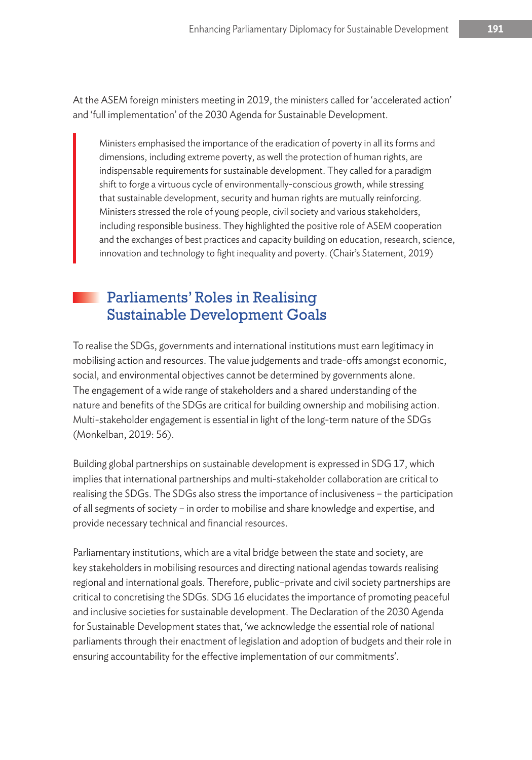At the ASEM foreign ministers meeting in 2019, the ministers called for 'accelerated action' and 'full implementation' of the 2030 Agenda for Sustainable Development.

> Ministers emphasised the importance of the eradication of poverty in all its forms and dimensions, including extreme poverty, as well the protection of human rights, are indispensable requirements for sustainable development. They called for a paradigm shift to forge a virtuous cycle of environmentally-conscious growth, while stressing that sustainable development, security and human rights are mutually reinforcing. Ministers stressed the role of young people, civil society and various stakeholders, including responsible business. They highlighted the positive role of ASEM cooperation and the exchanges of best practices and capacity building on education, research, science, innovation and technology to fight inequality and poverty. (Chair's Statement, 2019)

## Parliaments' Roles in Realising Sustainable Development Goals

To realise the SDGs, governments and international institutions must earn legitimacy in mobilising action and resources. The value judgements and trade-offs amongst economic, social, and environmental objectives cannot be determined by governments alone. The engagement of a wide range of stakeholders and a shared understanding of the nature and benefits of the SDGs are critical for building ownership and mobilising action. Multi-stakeholder engagement is essential in light of the long-term nature of the SDGs (Monkelban, 2019: 56).

Building global partnerships on sustainable development is expressed in SDG 17, which implies that international partnerships and multi-stakeholder collaboration are critical to realising the SDGs. The SDGs also stress the importance of inclusiveness – the participation of all segments of society – in order to mobilise and share knowledge and expertise, and provide necessary technical and financial resources.

Parliamentary institutions, which are a vital bridge between the state and society, are key stakeholders in mobilising resources and directing national agendas towards realising regional and international goals. Therefore, public–private and civil society partnerships are critical to concretising the SDGs. SDG 16 elucidates the importance of promoting peaceful and inclusive societies for sustainable development. The Declaration of the 2030 Agenda for Sustainable Development states that, 'we acknowledge the essential role of national parliaments through their enactment of legislation and adoption of budgets and their role in ensuring accountability for the effective implementation of our commitments'.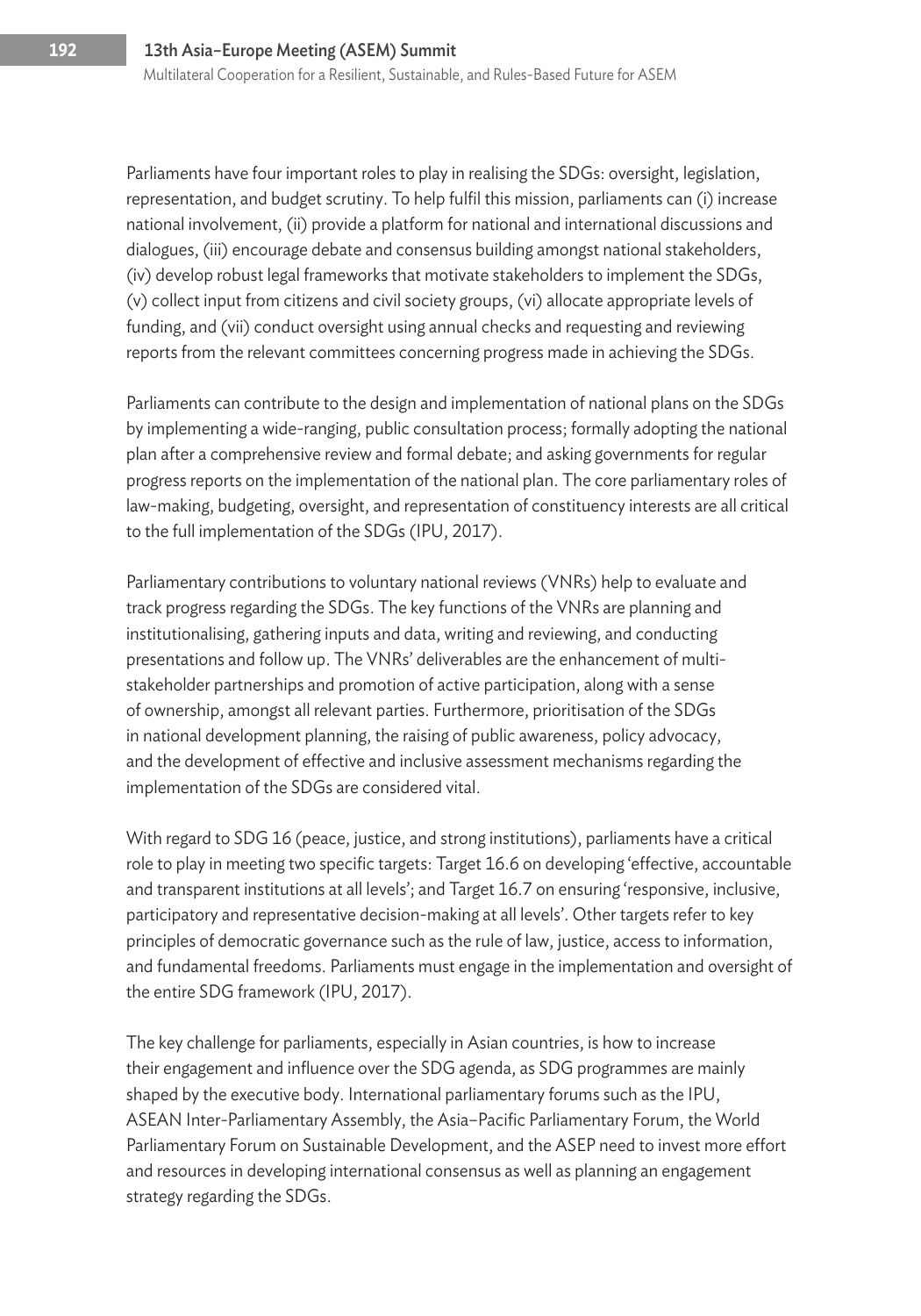Parliaments have four important roles to play in realising the SDGs: oversight, legislation, representation, and budget scrutiny. To help fulfil this mission, parliaments can (i) increase national involvement, (ii) provide a platform for national and international discussions and dialogues, (iii) encourage debate and consensus building amongst national stakeholders, (iv) develop robust legal frameworks that motivate stakeholders to implement the SDGs, (v) collect input from citizens and civil society groups, (vi) allocate appropriate levels of funding, and (vii) conduct oversight using annual checks and requesting and reviewing reports from the relevant committees concerning progress made in achieving the SDGs.

Parliaments can contribute to the design and implementation of national plans on the SDGs by implementing a wide-ranging, public consultation process; formally adopting the national plan after a comprehensive review and formal debate; and asking governments for regular progress reports on the implementation of the national plan. The core parliamentary roles of law-making, budgeting, oversight, and representation of constituency interests are all critical to the full implementation of the SDGs (IPU, 2017).

Parliamentary contributions to voluntary national reviews (VNRs) help to evaluate and track progress regarding the SDGs. The key functions of the VNRs are planning and institutionalising, gathering inputs and data, writing and reviewing, and conducting presentations and follow up. The VNRs' deliverables are the enhancement of multi-stakeholder partnerships and promotion of active participation, along with a sense of ownership, amongst all relevant parties. Furthermore, prioritisation of the SDGs in national development planning, the raising of public awareness, policy advocacy, and the development of effective and inclusive assessment mechanisms regarding the implementation of the SDGs are considered vital.

With regard to SDG 16 (peace, justice, and strong institutions), parliaments have a critical role to play in meeting two specific targets: Target 16.6 on developing 'effective, accountable and transparent institutions at all levels'; and Target 16.7 on ensuring 'responsive, inclusive, participatory and representative decision-making at all levels'. Other targets refer to key principles of democratic governance such as the rule of law, justice, access to information, and fundamental freedoms. Parliaments must engage in the implementation and oversight of the entire SDG framework (IPU, 2017).

The key challenge for parliaments, especially in Asian countries, is how to increase their engagement and influence over the SDG agenda, as SDG programmes are mainly shaped by the executive body. International parliamentary forums such as the IPU, ASEAN Inter-Parliamentary Assembly, the Asia–Pacific Parliamentary Forum, the World Parliamentary Forum on Sustainable Development, and the ASEP need to invest more effort and resources in developing international consensus as well as planning an engagement strategy regarding the SDGs.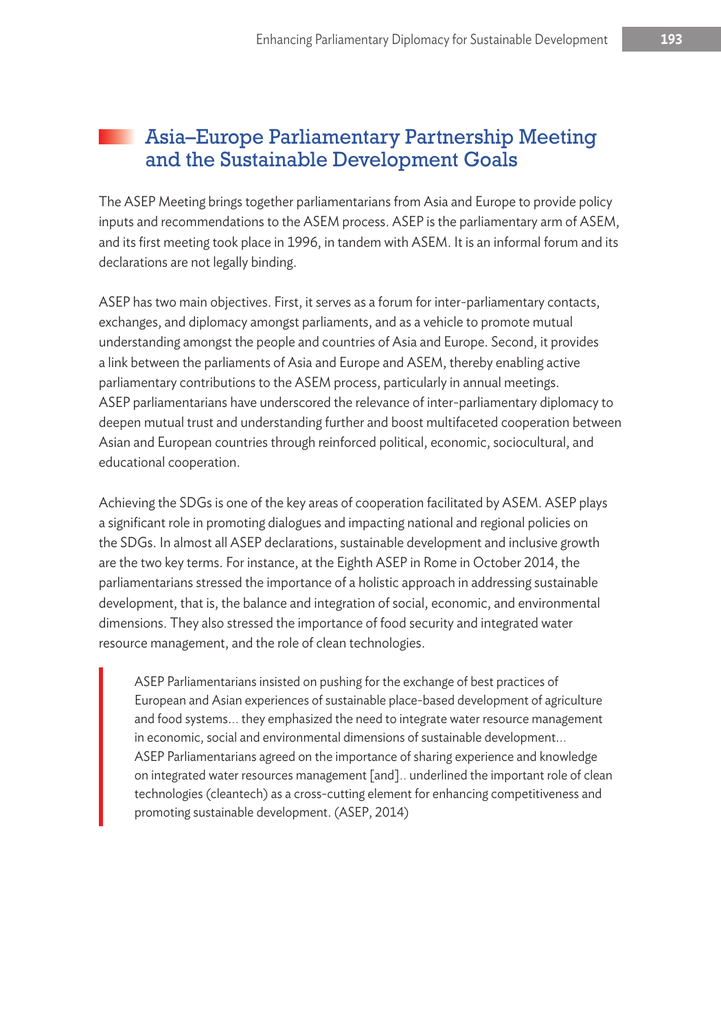## Asia–Europe Parliamentary Partnership Meeting and the Sustainable Development Goals

The ASEP Meeting brings together parliamentarians from Asia and Europe to provide policy inputs and recommendations to the ASEM process. ASEP is the parliamentary arm of ASEM, and its first meeting took place in 1996, in tandem with ASEM. It is an informal forum and its declarations are not legally binding.

ASEP has two main objectives. First, it serves as a forum for inter-parliamentary contacts, exchanges, and diplomacy amongst parliaments, and as a vehicle to promote mutual understanding amongst the people and countries of Asia and Europe. Second, it provides a link between the parliaments of Asia and Europe and ASEM, thereby enabling active parliamentary contributions to the ASEM process, particularly in annual meetings. ASEP parliamentarians have underscored the relevance of inter-parliamentary diplomacy to deepen mutual trust and understanding further and boost multifaceted cooperation between Asian and European countries through reinforced political, economic, sociocultural, and educational cooperation.

Achieving the SDGs is one of the key areas of cooperation facilitated by ASEM. ASEP plays a significant role in promoting dialogues and impacting national and regional policies on the SDGs. In almost all ASEP declarations, sustainable development and inclusive growth are the two key terms. For instance, at the Eighth ASEP in Rome in October 2014, the parliamentarians stressed the importance of a holistic approach in addressing sustainable development, that is, the balance and integration of social, economic, and environmental dimensions. They also stressed the importance of food security and integrated water resource management, and the role of clean technologies.

> ASEP Parliamentarians insisted on pushing for the exchange of best practices of European and Asian experiences of sustainable place-based development of agriculture and food systems... they emphasized the need to integrate water resource management in economic, social and environmental dimensions of sustainable development... ASEP Parliamentarians agreed on the importance of sharing experience and knowledge on integrated water resources management [and].. underlined the important role of clean technologies (cleantech) as a cross-cutting element for enhancing competitiveness and promoting sustainable development. (ASEP, 2014)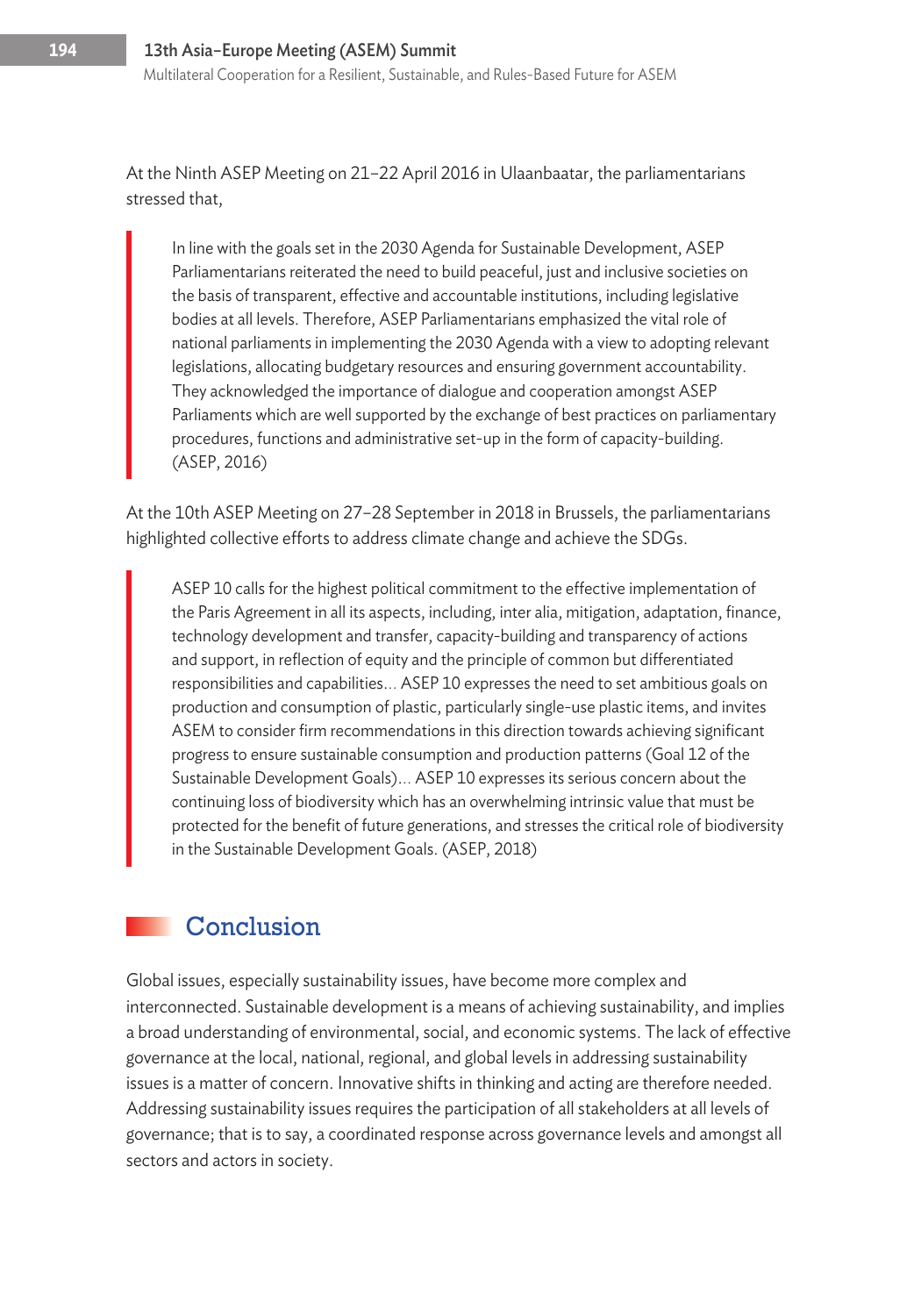At the Ninth ASEP Meeting on 21–22 April 2016 in Ulaanbaatar, the parliamentarians stressed that,

> In line with the goals set in the 2030 Agenda for Sustainable Development, ASEP Parliamentarians reiterated the need to build peaceful, just and inclusive societies on the basis of transparent, effective and accountable institutions, including legislative bodies at all levels. Therefore, ASEP Parliamentarians emphasized the vital role of national parliaments in implementing the 2030 Agenda with a view to adopting relevant legislations, allocating budgetary resources and ensuring government accountability. They acknowledged the importance of dialogue and cooperation amongst ASEP Parliaments which are well supported by the exchange of best practices on parliamentary procedures, functions and administrative set-up in the form of capacity-building. (ASEP, 2016)

At the 10th ASEP Meeting on 27–28 September in 2018 in Brussels, the parliamentarians highlighted collective efforts to address climate change and achieve the SDGs.

> ASEP 10 calls for the highest political commitment to the effective implementation of the Paris Agreement in all its aspects, including, inter alia, mitigation, adaptation, finance, technology development and transfer, capacity-building and transparency of actions and support, in reflection of equity and the principle of common but differentiated responsibilities and capabilities… ASEP 10 expresses the need to set ambitious goals on production and consumption of plastic, particularly single-use plastic items, and invites ASEM to consider firm recommendations in this direction towards achieving significant progress to ensure sustainable consumption and production patterns (Goal 12 of the Sustainable Development Goals)… ASEP 10 expresses its serious concern about the continuing loss of biodiversity which has an overwhelming intrinsic value that must be protected for the benefit of future generations, and stresses the critical role of biodiversity in the Sustainable Development Goals. (ASEP, 2018)

## Conclusion

Global issues, especially sustainability issues, have become more complex and interconnected. Sustainable development is a means of achieving sustainability, and implies a broad understanding of environmental, social, and economic systems. The lack of effective governance at the local, national, regional, and global levels in addressing sustainability issues is a matter of concern. Innovative shifts in thinking and acting are therefore needed. Addressing sustainability issues requires the participation of all stakeholders at all levels of governance; that is to say, a coordinated response across governance levels and amongst all sectors and actors in society.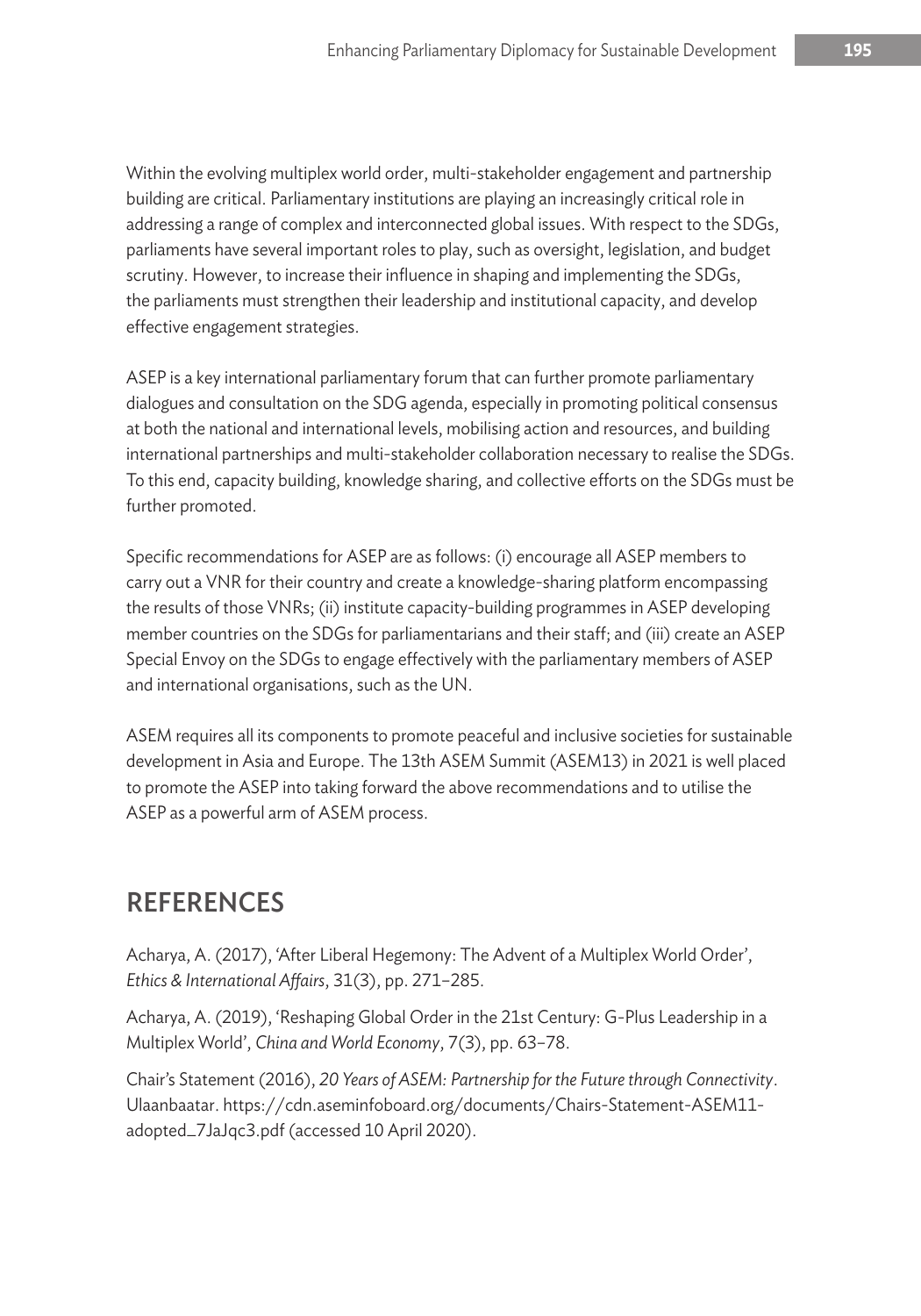Within the evolving multiplex world order, multi-stakeholder engagement and partnership building are critical. Parliamentary institutions are playing an increasingly critical role in addressing a range of complex and interconnected global issues. With respect to the SDGs, parliaments have several important roles to play, such as oversight, legislation, and budget scrutiny. However, to increase their influence in shaping and implementing the SDGs, the parliaments must strengthen their leadership and institutional capacity, and develop effective engagement strategies.

ASEP is a key international parliamentary forum that can further promote parliamentary dialogues and consultation on the SDG agenda, especially in promoting political consensus at both the national and international levels, mobilising action and resources, and building international partnerships and multi-stakeholder collaboration necessary to realise the SDGs. To this end, capacity building, knowledge sharing, and collective efforts on the SDGs must be further promoted.

Specific recommendations for ASEP are as follows: (i) encourage all ASEP members to carry out a VNR for their country and create a knowledge-sharing platform encompassing the results of those VNRs; (ii) institute capacity-building programmes in ASEP developing member countries on the SDGs for parliamentarians and their staff; and (iii) create an ASEP Special Envoy on the SDGs to engage effectively with the parliamentary members of ASEP and international organisations, such as the UN.

ASEM requires all its components to promote peaceful and inclusive societies for sustainable development in Asia and Europe. The 13th ASEM Summit (ASEM13) in 2021 is well placed to promote the ASEP into taking forward the above recommendations and to utilise the ASEP as a powerful arm of ASEM process.

## REFERENCES

Acharya, A. (2017), 'After Liberal Hegemony: The Advent of a Multiplex World Order', *Ethics & International Affairs*, 31(3), pp. 271–285.

Acharya, A. (2019), 'Reshaping Global Order in the 21st Century: G-Plus Leadership in a Multiplex World', *China and World Economy*, 7(3), pp. 63–78.

Chair's Statement (2016), *20 Years of ASEM: Partnership for the Future through Connectivity*. Ulaanbaatar. https://cdn.aseminfoboard.org/documents/Chairs-Statement-ASEM11-adopted_7JaJqc3.pdf (accessed 10 April 2020).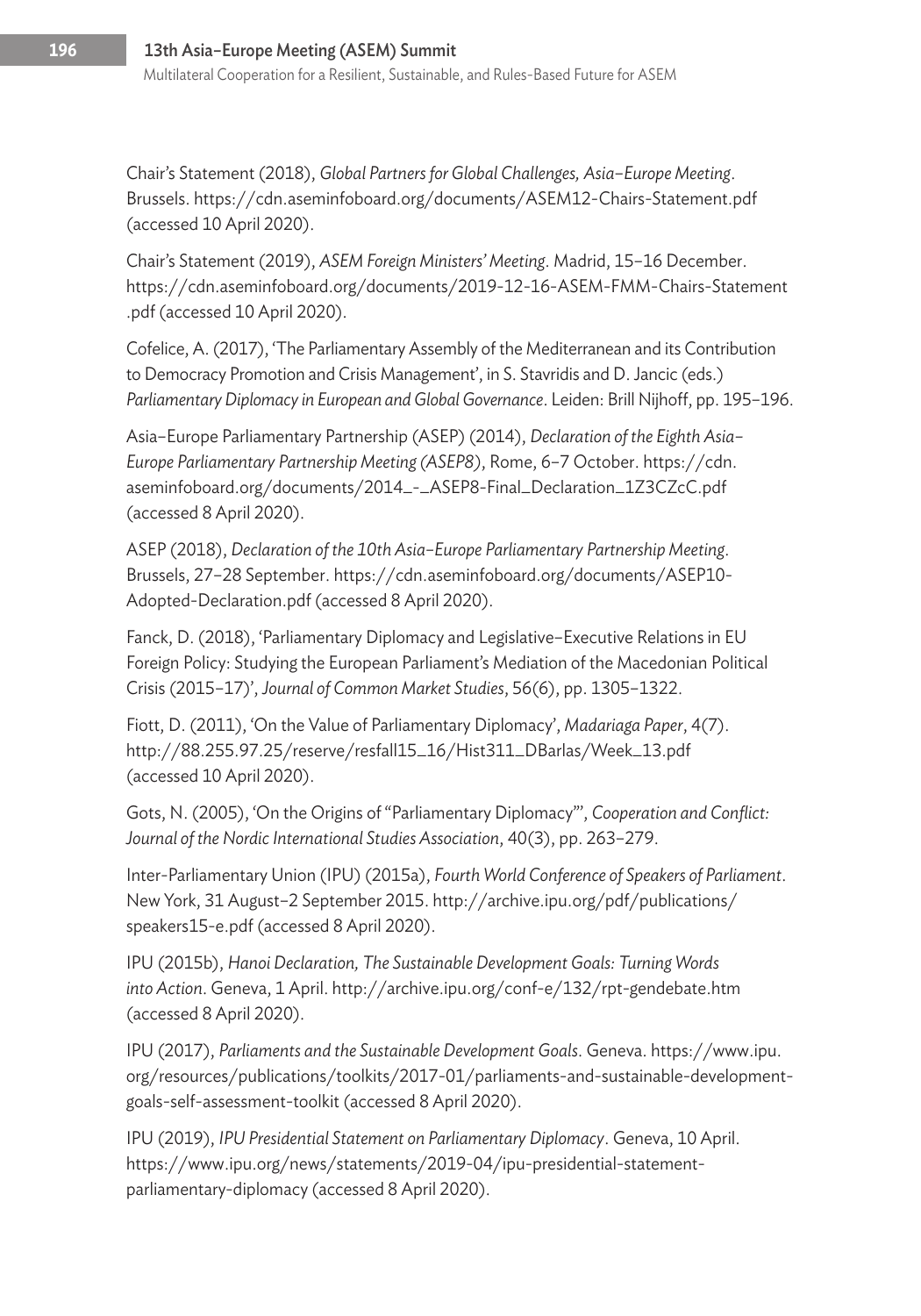Chair's Statement (2018), *Global Partners for Global Challenges, Asia–Europe Meeting*. Brussels. https://cdn.aseminfoboard.org/documents/ASEM12-Chairs-Statement.pdf (accessed 10 April 2020).

Chair's Statement (2019), *ASEM Foreign Ministers' Meeting*. Madrid, 15–16 December. https://cdn.aseminfoboard.org/documents/2019-12-16-ASEM-FMM-Chairs-Statement.pdf (accessed 10 April 2020).

Cofelice, A. (2017), 'The Parliamentary Assembly of the Mediterranean and its Contribution to Democracy Promotion and Crisis Management', in S. Stavridis and D. Jancic (eds.) *Parliamentary Diplomacy in European and Global Governance*. Leiden: Brill Nijhoff, pp. 195–196.

Asia–Europe Parliamentary Partnership (ASEP) (2014), *Declaration of the Eighth Asia–Europe Parliamentary Partnership Meeting (ASEP8)*, Rome, 6–7 October. https://cdn.aseminfoboard.org/documents/2014_-_ASEP8-Final_Declaration_1Z3CZcC.pdf (accessed 8 April 2020).

ASEP (2018), *Declaration of the 10th Asia–Europe Parliamentary Partnership Meeting*. Brussels, 27–28 September. https://cdn.aseminfoboard.org/documents/ASEP10-Adopted-Declaration.pdf (accessed 8 April 2020).

Fanck, D. (2018), 'Parliamentary Diplomacy and Legislative–Executive Relations in EU Foreign Policy: Studying the European Parliament's Mediation of the Macedonian Political Crisis (2015–17)', *Journal of Common Market Studies*, 56(6), pp. 1305–1322.

Fiott, D. (2011), 'On the Value of Parliamentary Diplomacy', *Madariaga Paper*, 4(7). http://88.255.97.25/reserve/resfall15_16/Hist311_DBarlas/Week_13.pdf (accessed 10 April 2020).

Gots, N. (2005), 'On the Origins of "Parliamentary Diplomacy"', *Cooperation and Conflict: Journal of the Nordic International Studies Association*, 40(3), pp. 263–279.

Inter-Parliamentary Union (IPU) (2015a), *Fourth World Conference of Speakers of Parliament*. New York, 31 August–2 September 2015. http://archive.ipu.org/pdf/publications/speakers15-e.pdf (accessed 8 April 2020).

IPU (2015b), *Hanoi Declaration, The Sustainable Development Goals: Turning Words into Action*. Geneva, 1 April. http://archive.ipu.org/conf-e/132/rpt-gendebate.htm (accessed 8 April 2020).

IPU (2017), *Parliaments and the Sustainable Development Goals*. Geneva. https://www.ipu.org/resources/publications/toolkits/2017-01/parliaments-and-sustainable-development-goals-self-assessment-toolkit (accessed 8 April 2020).

IPU (2019), *IPU Presidential Statement on Parliamentary Diplomacy*. Geneva, 10 April. https://www.ipu.org/news/statements/2019-04/ipu-presidential-statement-parliamentary-diplomacy (accessed 8 April 2020).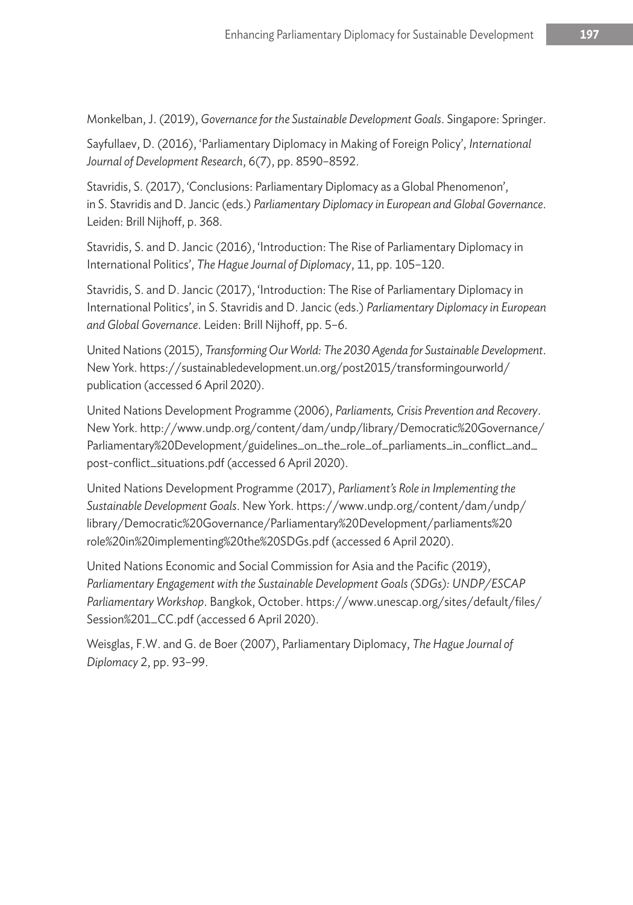Monkelban, J. (2019), *Governance for the Sustainable Development Goals*. Singapore: Springer.

Sayfullaev, D. (2016), 'Parliamentary Diplomacy in Making of Foreign Policy', *International Journal of Development Research*, 6(7), pp. 8590–8592.

Stavridis, S. (2017), 'Conclusions: Parliamentary Diplomacy as a Global Phenomenon', in S. Stavridis and D. Jancic (eds.) *Parliamentary Diplomacy in European and Global Governance*. Leiden: Brill Nijhoff, p. 368.

Stavridis, S. and D. Jancic (2016), 'Introduction: The Rise of Parliamentary Diplomacy in International Politics', *The Hague Journal of Diplomacy*, 11, pp. 105–120.

Stavridis, S. and D. Jancic (2017), 'Introduction: The Rise of Parliamentary Diplomacy in International Politics', in S. Stavridis and D. Jancic (eds.) *Parliamentary Diplomacy in European and Global Governance*. Leiden: Brill Nijhoff, pp. 5–6.

United Nations (2015), *Transforming Our World: The 2030 Agenda for Sustainable Development*. New York. https://sustainabledevelopment.un.org/post2015/transformingourworld/publication (accessed 6 April 2020).

United Nations Development Programme (2006), *Parliaments, Crisis Prevention and Recovery*. New York. http://www.undp.org/content/dam/undp/library/Democratic%20Governance/Parliamentary%20Development/guidelines_on_the_role_of_parliaments_in_conflict_and_post-conflict_situations.pdf (accessed 6 April 2020).

United Nations Development Programme (2017), *Parliament's Role in Implementing the Sustainable Development Goals*. New York. https://www.undp.org/content/dam/undp/library/Democratic%20Governance/Parliamentary%20Development/parliaments%20role%20in%20implementing%20the%20SDGs.pdf (accessed 6 April 2020).

United Nations Economic and Social Commission for Asia and the Pacific (2019), *Parliamentary Engagement with the Sustainable Development Goals (SDGs): UNDP/ESCAP Parliamentary Workshop*. Bangkok, October. https://www.unescap.org/sites/default/files/Session%201_CC.pdf (accessed 6 April 2020).

Weisglas, F.W. and G. de Boer (2007), Parliamentary Diplomacy, *The Hague Journal of Diplomacy* 2, pp. 93–99.